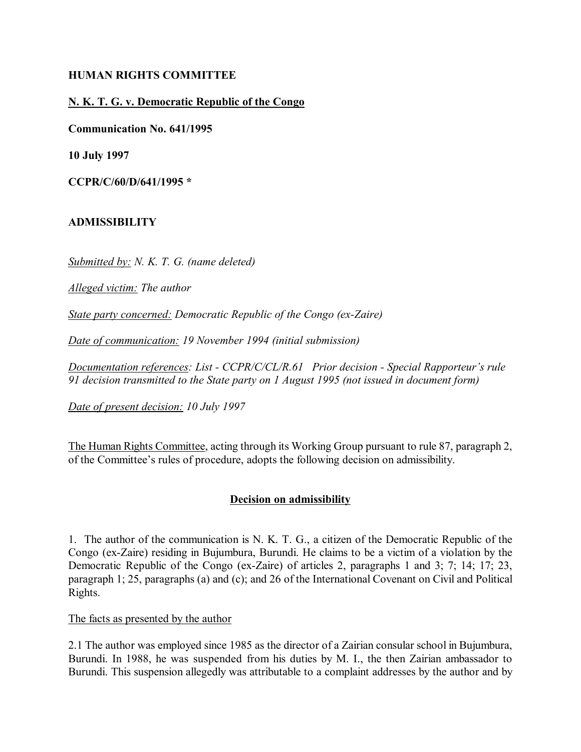**HUMAN RIGHTS COMMITTEE**

**N. K. T. G. v. Democratic Republic of the Congo**

**Communication No. 641/1995**

**10 July 1997**

**CCPR/C/60/D/641/1995 ***

**ADMISSIBILITY**

*Submitted by: N. K. T. G. (name deleted)*

*Alleged victim: The author*

*State party concerned: Democratic Republic of the Congo (ex-Zaire)*

*Date of communication: 19 November 1994 (initial submission)*

*Documentation references: List - CCPR/C/CL/R.61 Prior decision - Special Rapporteur's rule 91 decision transmitted to the State party on 1 August 1995 (not issued in document form)*

*Date of present decision: 10 July 1997*

The Human Rights Committee, acting through its Working Group pursuant to rule 87, paragraph 2, of the Committee's rules of procedure, adopts the following decision on admissibility.

**Decision on admissibility**

1. The author of the communication is N. K. T. G., a citizen of the Democratic Republic of the Congo (ex-Zaire) residing in Bujumbura, Burundi. He claims to be a victim of a violation by the Democratic Republic of the Congo (ex-Zaire) of articles 2, paragraphs 1 and 3; 7; 14; 17; 23, paragraph 1; 25, paragraphs (a) and (c); and 26 of the International Covenant on Civil and Political Rights.

The facts as presented by the author

2.1 The author was employed since 1985 as the director of a Zairian consular school in Bujumbura, Burundi. In 1988, he was suspended from his duties by M. I., the then Zairian ambassador to Burundi. This suspension allegedly was attributable to a complaint addresses by the author and by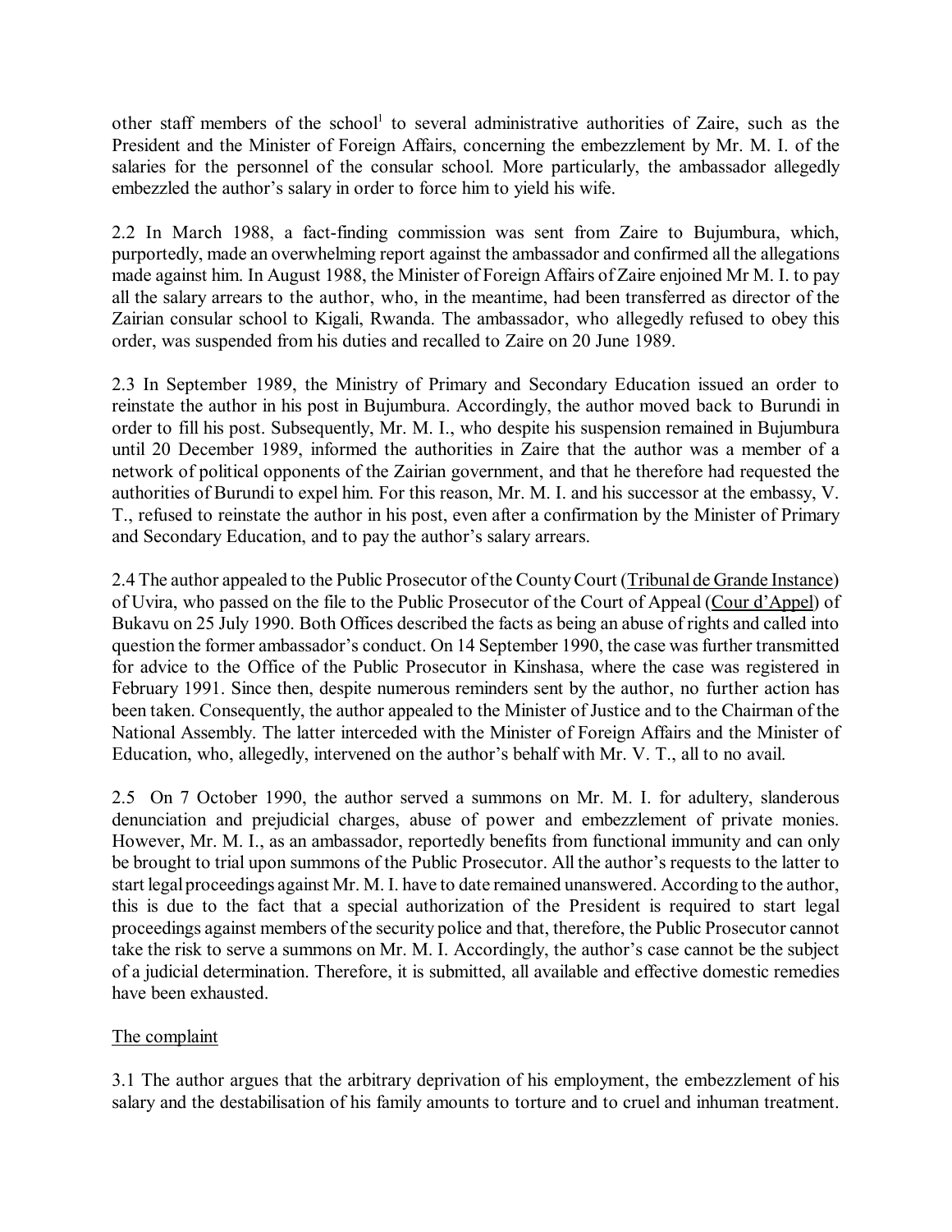other staff members of the school[1] to several administrative authorities of Zaire, such as the President and the Minister of Foreign Affairs, concerning the embezzlement by Mr. M. I. of the salaries for the personnel of the consular school. More particularly, the ambassador allegedly embezzled the author's salary in order to force him to yield his wife.

2.2 In March 1988, a fact-finding commission was sent from Zaire to Bujumbura, which, purportedly, made an overwhelming report against the ambassador and confirmed all the allegations made against him. In August 1988, the Minister of Foreign Affairs of Zaire enjoined Mr M. I. to pay all the salary arrears to the author, who, in the meantime, had been transferred as director of the Zairian consular school to Kigali, Rwanda. The ambassador, who allegedly refused to obey this order, was suspended from his duties and recalled to Zaire on 20 June 1989.

2.3 In September 1989, the Ministry of Primary and Secondary Education issued an order to reinstate the author in his post in Bujumbura. Accordingly, the author moved back to Burundi in order to fill his post. Subsequently, Mr. M. I., who despite his suspension remained in Bujumbura until 20 December 1989, informed the authorities in Zaire that the author was a member of a network of political opponents of the Zairian government, and that he therefore had requested the authorities of Burundi to expel him. For this reason, Mr. M. I. and his successor at the embassy, V. T., refused to reinstate the author in his post, even after a confirmation by the Minister of Primary and Secondary Education, and to pay the author's salary arrears.

2.4 The author appealed to the Public Prosecutor of the County Court (<u>Tribunal de Grande Instance</u>) of Uvira, who passed on the file to the Public Prosecutor of the Court of Appeal (<u>Cour d'Appel</u>) of Bukavu on 25 July 1990. Both Offices described the facts as being an abuse of rights and called into question the former ambassador's conduct. On 14 September 1990, the case was further transmitted for advice to the Office of the Public Prosecutor in Kinshasa, where the case was registered in February 1991. Since then, despite numerous reminders sent by the author, no further action has been taken. Consequently, the author appealed to the Minister of Justice and to the Chairman of the National Assembly. The latter interceded with the Minister of Foreign Affairs and the Minister of Education, who, allegedly, intervened on the author's behalf with Mr. V. T., all to no avail.

2.5 On 7 October 1990, the author served a summons on Mr. M. I. for adultery, slanderous denunciation and prejudicial charges, abuse of power and embezzlement of private monies. However, Mr. M. I., as an ambassador, reportedly benefits from functional immunity and can only be brought to trial upon summons of the Public Prosecutor. All the author's requests to the latter to start legal proceedings against Mr. M. I. have to date remained unanswered. According to the author, this is due to the fact that a special authorization of the President is required to start legal proceedings against members of the security police and that, therefore, the Public Prosecutor cannot take the risk to serve a summons on Mr. M. I. Accordingly, the author's case cannot be the subject of a judicial determination. Therefore, it is submitted, all available and effective domestic remedies have been exhausted.

<u>The complaint</u>

3.1 The author argues that the arbitrary deprivation of his employment, the embezzlement of his salary and the destabilisation of his family amounts to torture and to cruel and inhuman treatment.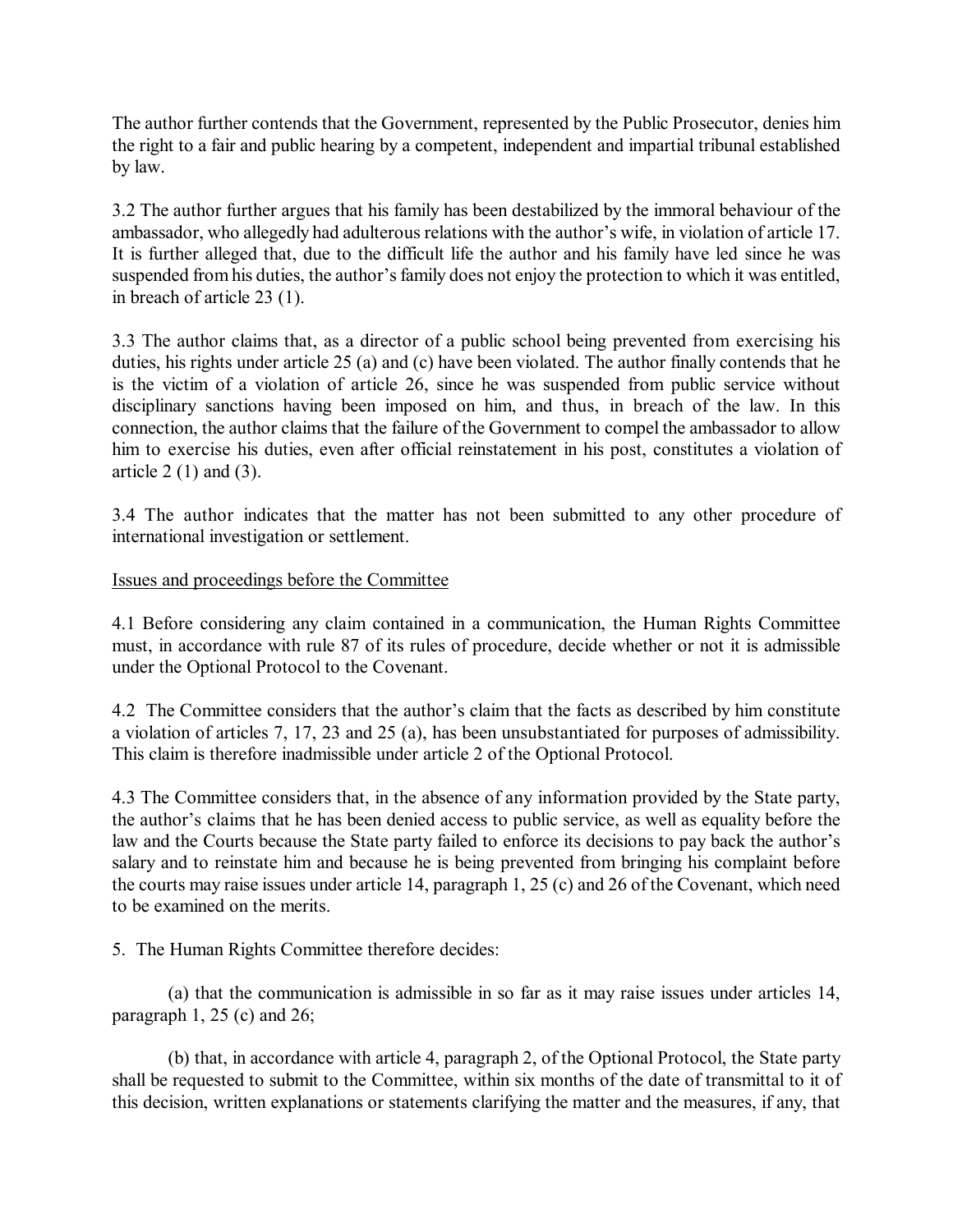The author further contends that the Government, represented by the Public Prosecutor, denies him the right to a fair and public hearing by a competent, independent and impartial tribunal established by law.

3.2 The author further argues that his family has been destabilized by the immoral behaviour of the ambassador, who allegedly had adulterous relations with the author's wife, in violation of article 17. It is further alleged that, due to the difficult life the author and his family have led since he was suspended from his duties, the author's family does not enjoy the protection to which it was entitled, in breach of article 23 (1).

3.3 The author claims that, as a director of a public school being prevented from exercising his duties, his rights under article 25 (a) and (c) have been violated. The author finally contends that he is the victim of a violation of article 26, since he was suspended from public service without disciplinary sanctions having been imposed on him, and thus, in breach of the law. In this connection, the author claims that the failure of the Government to compel the ambassador to allow him to exercise his duties, even after official reinstatement in his post, constitutes a violation of article 2 (1) and (3).

3.4 The author indicates that the matter has not been submitted to any other procedure of international investigation or settlement.

Issues and proceedings before the Committee

4.1 Before considering any claim contained in a communication, the Human Rights Committee must, in accordance with rule 87 of its rules of procedure, decide whether or not it is admissible under the Optional Protocol to the Covenant.

4.2 The Committee considers that the author's claim that the facts as described by him constitute a violation of articles 7, 17, 23 and 25 (a), has been unsubstantiated for purposes of admissibility. This claim is therefore inadmissible under article 2 of the Optional Protocol.

4.3 The Committee considers that, in the absence of any information provided by the State party, the author's claims that he has been denied access to public service, as well as equality before the law and the Courts because the State party failed to enforce its decisions to pay back the author's salary and to reinstate him and because he is being prevented from bringing his complaint before the courts may raise issues under article 14, paragraph 1, 25 (c) and 26 of the Covenant, which need to be examined on the merits.

5. The Human Rights Committee therefore decides:

(a) that the communication is admissible in so far as it may raise issues under articles 14, paragraph 1, 25 (c) and 26;

(b) that, in accordance with article 4, paragraph 2, of the Optional Protocol, the State party shall be requested to submit to the Committee, within six months of the date of transmittal to it of this decision, written explanations or statements clarifying the matter and the measures, if any, that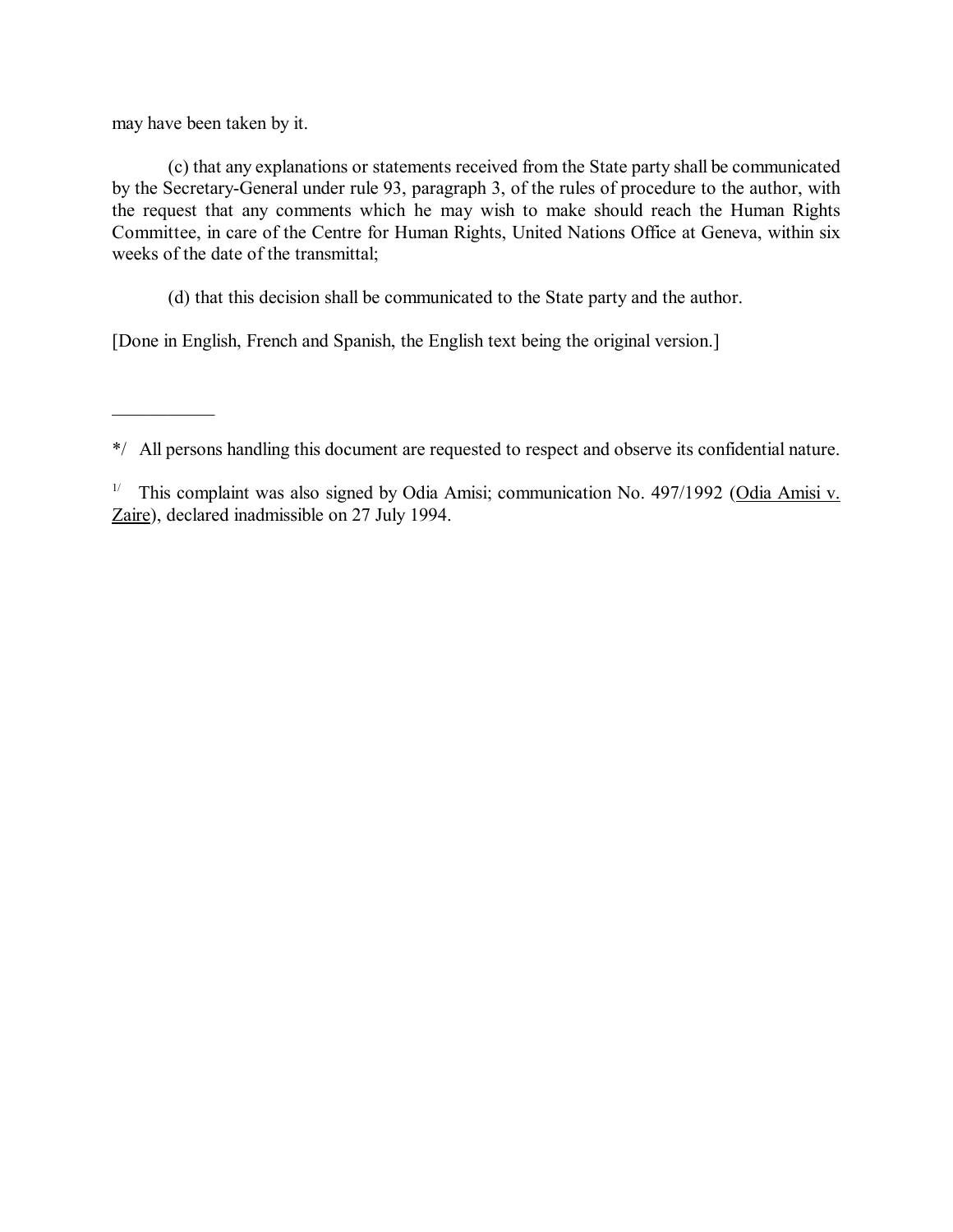may have been taken by it.

(c) that any explanations or statements received from the State party shall be communicated by the Secretary-General under rule 93, paragraph 3, of the rules of procedure to the author, with the request that any comments which he may wish to make should reach the Human Rights Committee, in care of the Centre for Human Rights, United Nations Office at Geneva, within six weeks of the date of the transmittal;

(d) that this decision shall be communicated to the State party and the author.

[Done in English, French and Spanish, the English text being the original version.]

___________

*/ All persons handling this document are requested to respect and observe its confidential nature.

[1/] This complaint was also signed by Odia Amisi; communication No. 497/1992 (Odia Amisi v. Zaire), declared inadmissible on 27 July 1994.